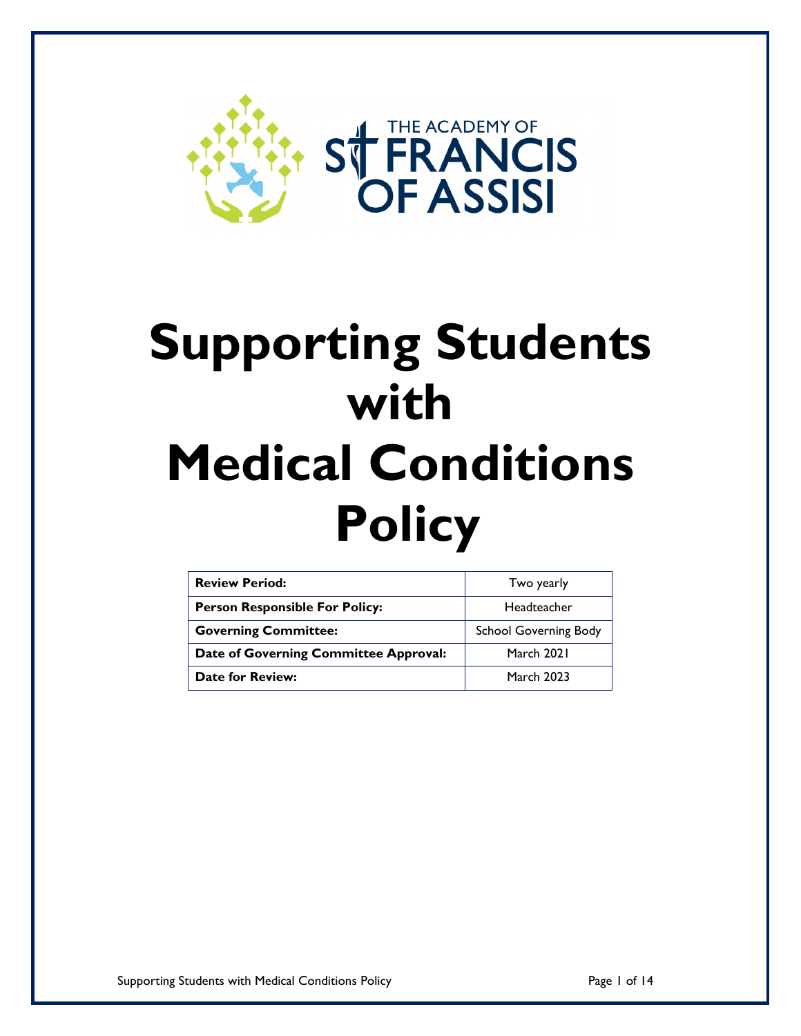THE ACADEMY OF ST FRANCIS OF ASSISI

# Supporting Students with Medical Conditions Policy

| | |
|---|---|
| **Review Period:** | Two yearly |
| **Person Responsible For Policy:** | Headteacher |
| **Governing Committee:** | School Governing Body |
| **Date of Governing Committee Approval:** | March 2021 |
| **Date for Review:** | March 2023 |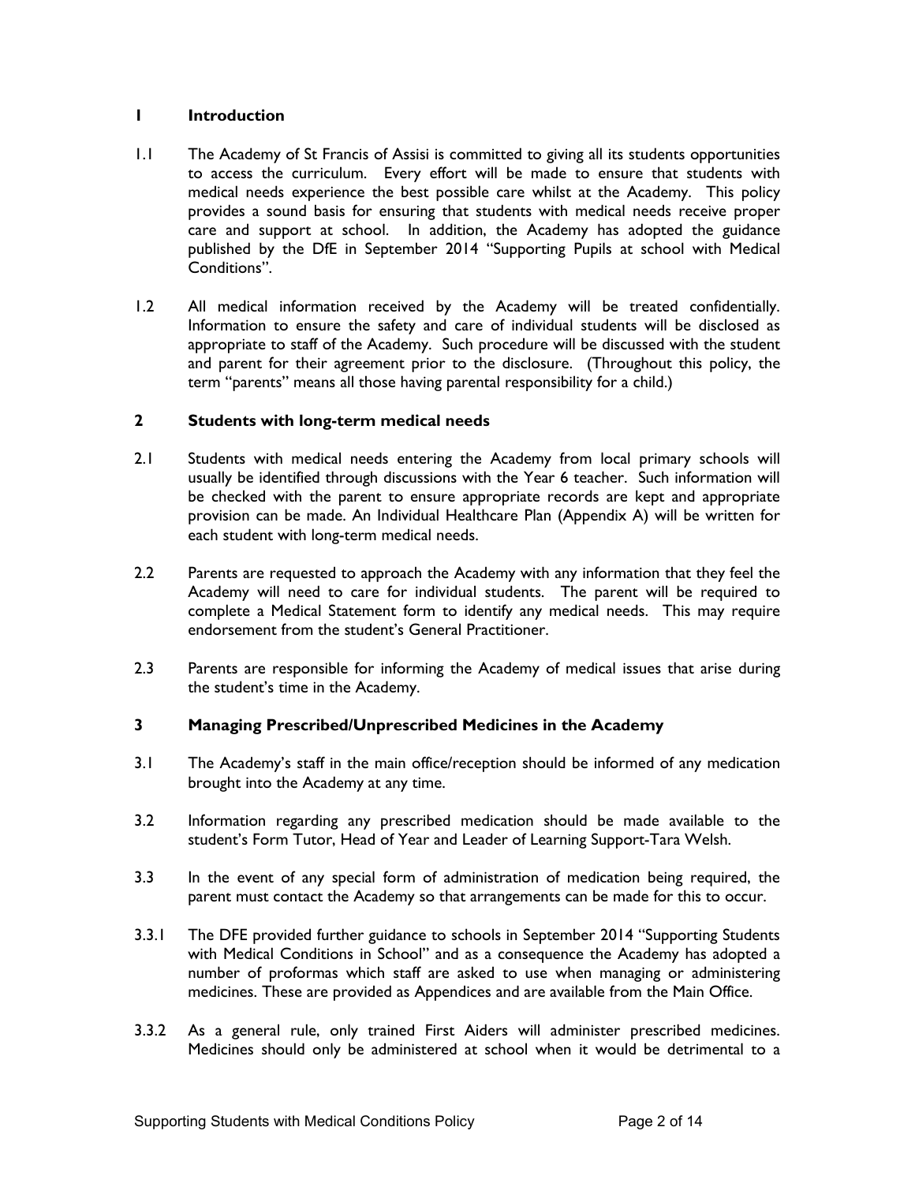## 1 Introduction

1.1 The Academy of St Francis of Assisi is committed to giving all its students opportunities to access the curriculum. Every effort will be made to ensure that students with medical needs experience the best possible care whilst at the Academy. This policy provides a sound basis for ensuring that students with medical needs receive proper care and support at school. In addition, the Academy has adopted the guidance published by the DfE in September 2014 "Supporting Pupils at school with Medical Conditions".

1.2 All medical information received by the Academy will be treated confidentially. Information to ensure the safety and care of individual students will be disclosed as appropriate to staff of the Academy. Such procedure will be discussed with the student and parent for their agreement prior to the disclosure. (Throughout this policy, the term "parents" means all those having parental responsibility for a child.)

## 2 Students with long-term medical needs

2.1 Students with medical needs entering the Academy from local primary schools will usually be identified through discussions with the Year 6 teacher. Such information will be checked with the parent to ensure appropriate records are kept and appropriate provision can be made. An Individual Healthcare Plan (Appendix A) will be written for each student with long-term medical needs.

2.2 Parents are requested to approach the Academy with any information that they feel the Academy will need to care for individual students. The parent will be required to complete a Medical Statement form to identify any medical needs. This may require endorsement from the student's General Practitioner.

2.3 Parents are responsible for informing the Academy of medical issues that arise during the student's time in the Academy.

## 3 Managing Prescribed/Unprescribed Medicines in the Academy

3.1 The Academy's staff in the main office/reception should be informed of any medication brought into the Academy at any time.

3.2 Information regarding any prescribed medication should be made available to the student's Form Tutor, Head of Year and Leader of Learning Support-Tara Welsh.

3.3 In the event of any special form of administration of medication being required, the parent must contact the Academy so that arrangements can be made for this to occur.

3.3.1 The DFE provided further guidance to schools in September 2014 "Supporting Students with Medical Conditions in School" and as a consequence the Academy has adopted a number of proformas which staff are asked to use when managing or administering medicines. These are provided as Appendices and are available from the Main Office.

3.3.2 As a general rule, only trained First Aiders will administer prescribed medicines. Medicines should only be administered at school when it would be detrimental to a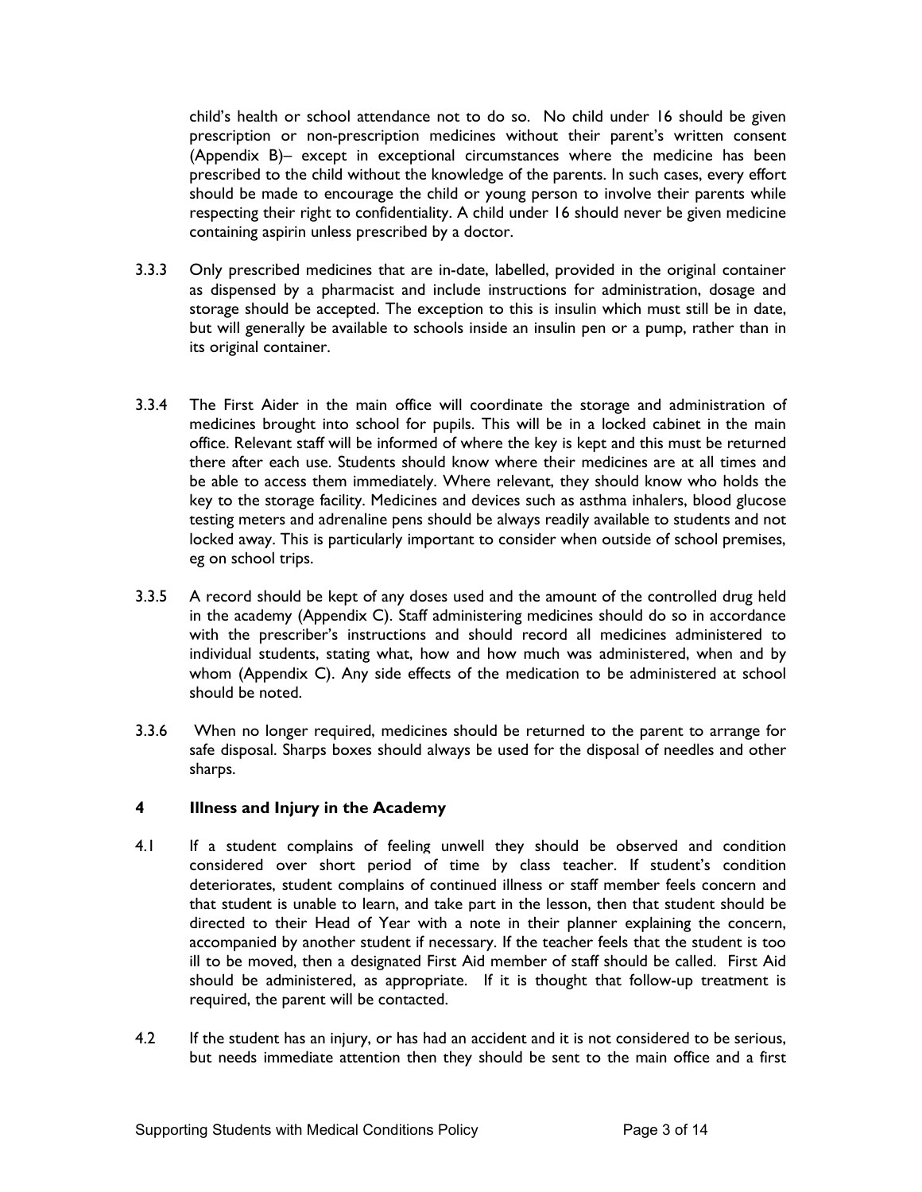child's health or school attendance not to do so. No child under 16 should be given prescription or non-prescription medicines without their parent's written consent (Appendix B)– except in exceptional circumstances where the medicine has been prescribed to the child without the knowledge of the parents. In such cases, every effort should be made to encourage the child or young person to involve their parents while respecting their right to confidentiality. A child under 16 should never be given medicine containing aspirin unless prescribed by a doctor.

3.3.3 Only prescribed medicines that are in-date, labelled, provided in the original container as dispensed by a pharmacist and include instructions for administration, dosage and storage should be accepted. The exception to this is insulin which must still be in date, but will generally be available to schools inside an insulin pen or a pump, rather than in its original container.

3.3.4 The First Aider in the main office will coordinate the storage and administration of medicines brought into school for pupils. This will be in a locked cabinet in the main office. Relevant staff will be informed of where the key is kept and this must be returned there after each use. Students should know where their medicines are at all times and be able to access them immediately. Where relevant, they should know who holds the key to the storage facility. Medicines and devices such as asthma inhalers, blood glucose testing meters and adrenaline pens should be always readily available to students and not locked away. This is particularly important to consider when outside of school premises, eg on school trips.

3.3.5 A record should be kept of any doses used and the amount of the controlled drug held in the academy (Appendix C). Staff administering medicines should do so in accordance with the prescriber's instructions and should record all medicines administered to individual students, stating what, how and how much was administered, when and by whom (Appendix C). Any side effects of the medication to be administered at school should be noted.

3.3.6 When no longer required, medicines should be returned to the parent to arrange for safe disposal. Sharps boxes should always be used for the disposal of needles and other sharps.

## 4 Illness and Injury in the Academy

4.1 If a student complains of feeling unwell they should be observed and condition considered over short period of time by class teacher. If student's condition deteriorates, student complains of continued illness or staff member feels concern and that student is unable to learn, and take part in the lesson, then that student should be directed to their Head of Year with a note in their planner explaining the concern, accompanied by another student if necessary. If the teacher feels that the student is too ill to be moved, then a designated First Aid member of staff should be called. First Aid should be administered, as appropriate. If it is thought that follow-up treatment is required, the parent will be contacted.

4.2 If the student has an injury, or has had an accident and it is not considered to be serious, but needs immediate attention then they should be sent to the main office and a first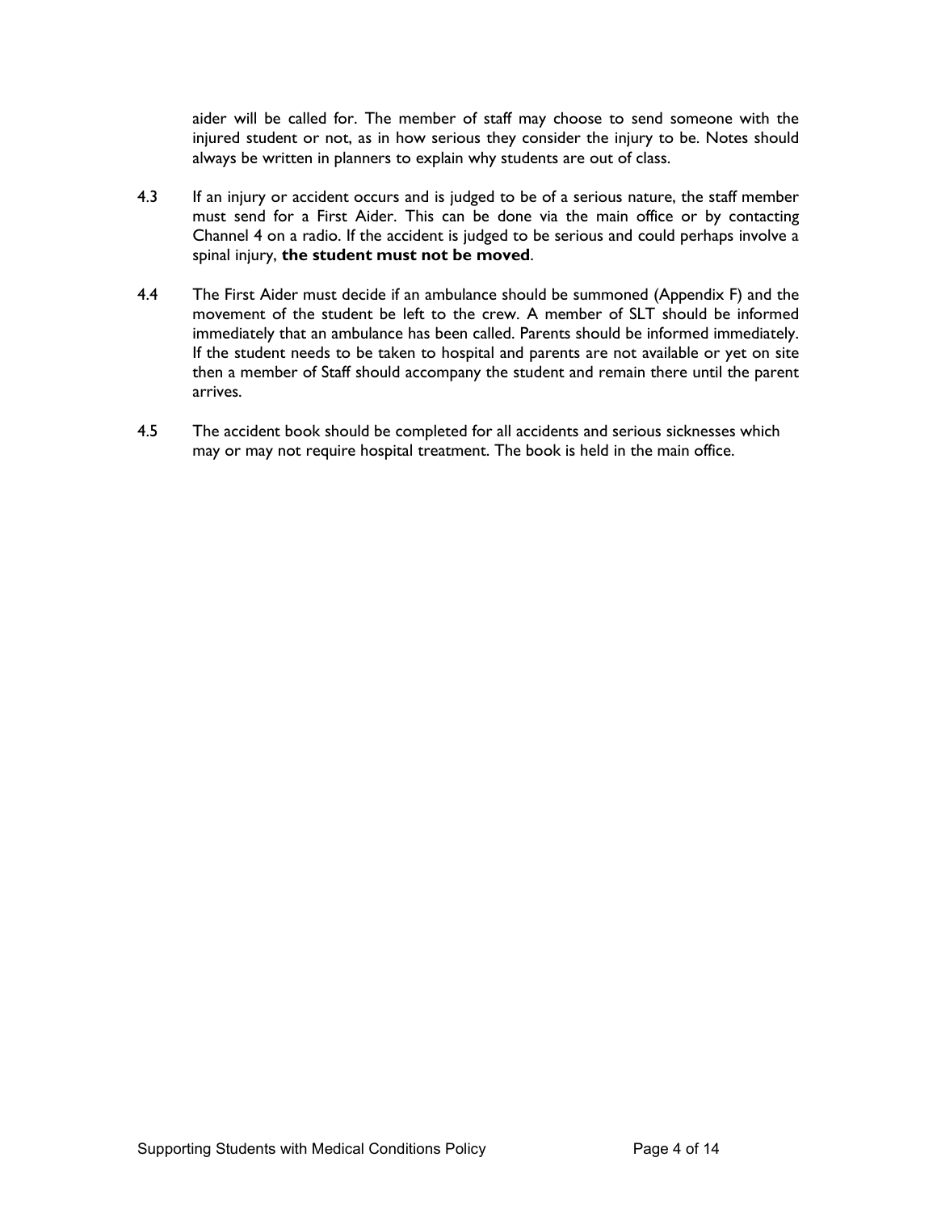aider will be called for. The member of staff may choose to send someone with the injured student or not, as in how serious they consider the injury to be. Notes should always be written in planners to explain why students are out of class.

4.3 If an injury or accident occurs and is judged to be of a serious nature, the staff member must send for a First Aider. This can be done via the main office or by contacting Channel 4 on a radio. If the accident is judged to be serious and could perhaps involve a spinal injury, **the student must not be moved**.

4.4 The First Aider must decide if an ambulance should be summoned (Appendix F) and the movement of the student be left to the crew. A member of SLT should be informed immediately that an ambulance has been called. Parents should be informed immediately. If the student needs to be taken to hospital and parents are not available or yet on site then a member of Staff should accompany the student and remain there until the parent arrives.

4.5 The accident book should be completed for all accidents and serious sicknesses which may or may not require hospital treatment. The book is held in the main office.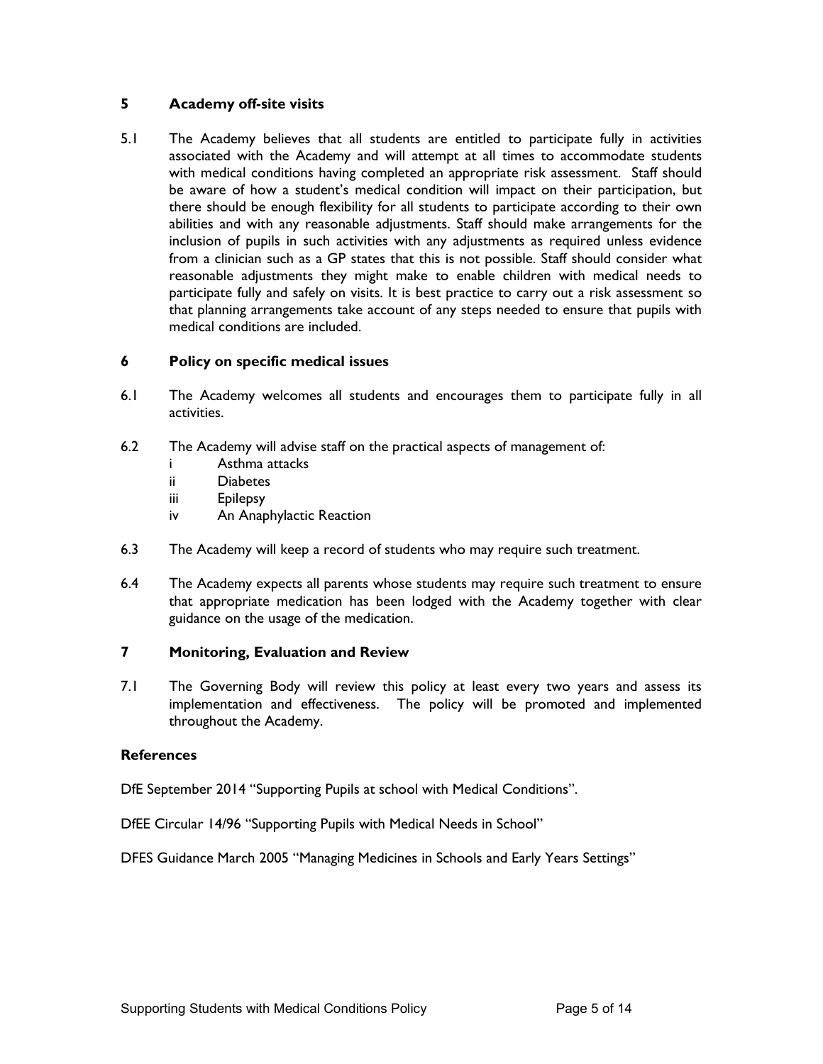## 5 Academy off-site visits

5.1 The Academy believes that all students are entitled to participate fully in activities associated with the Academy and will attempt at all times to accommodate students with medical conditions having completed an appropriate risk assessment. Staff should be aware of how a student's medical condition will impact on their participation, but there should be enough flexibility for all students to participate according to their own abilities and with any reasonable adjustments. Staff should make arrangements for the inclusion of pupils in such activities with any adjustments as required unless evidence from a clinician such as a GP states that this is not possible. Staff should consider what reasonable adjustments they might make to enable children with medical needs to participate fully and safely on visits. It is best practice to carry out a risk assessment so that planning arrangements take account of any steps needed to ensure that pupils with medical conditions are included.

## 6 Policy on specific medical issues

6.1 The Academy welcomes all students and encourages them to participate fully in all activities.

6.2 The Academy will advise staff on the practical aspects of management of:

- i Asthma attacks
- ii Diabetes
- iii Epilepsy
- iv An Anaphylactic Reaction

6.3 The Academy will keep a record of students who may require such treatment.

6.4 The Academy expects all parents whose students may require such treatment to ensure that appropriate medication has been lodged with the Academy together with clear guidance on the usage of the medication.

## 7 Monitoring, Evaluation and Review

7.1 The Governing Body will review this policy at least every two years and assess its implementation and effectiveness. The policy will be promoted and implemented throughout the Academy.

### References

DfE September 2014 "Supporting Pupils at school with Medical Conditions".

DfEE Circular 14/96 "Supporting Pupils with Medical Needs in School"

DFES Guidance March 2005 "Managing Medicines in Schools and Early Years Settings"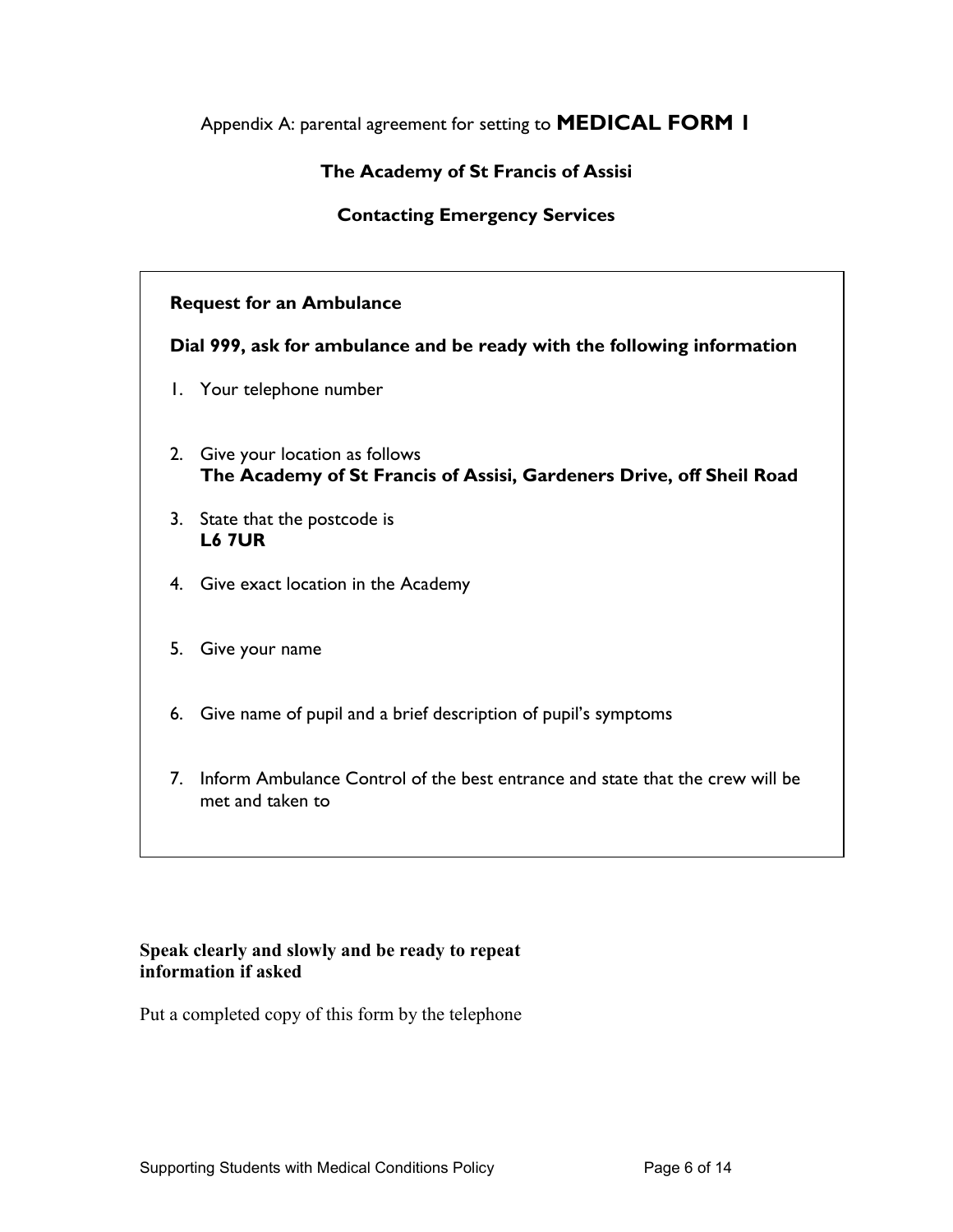Appendix A: parental agreement for setting to **MEDICAL FORM 1**

**The Academy of St Francis of Assisi**

**Contacting Emergency Services**

**Request for an Ambulance**

**Dial 999, ask for ambulance and be ready with the following information**

1. Your telephone number
2. Give your location as follows
   **The Academy of St Francis of Assisi, Gardeners Drive, off Sheil Road**
3. State that the postcode is
   **L6 7UR**
4. Give exact location in the Academy
5. Give your name
6. Give name of pupil and a brief description of pupil's symptoms
7. Inform Ambulance Control of the best entrance and state that the crew will be met and taken to

**Speak clearly and slowly and be ready to repeat information if asked**

Put a completed copy of this form by the telephone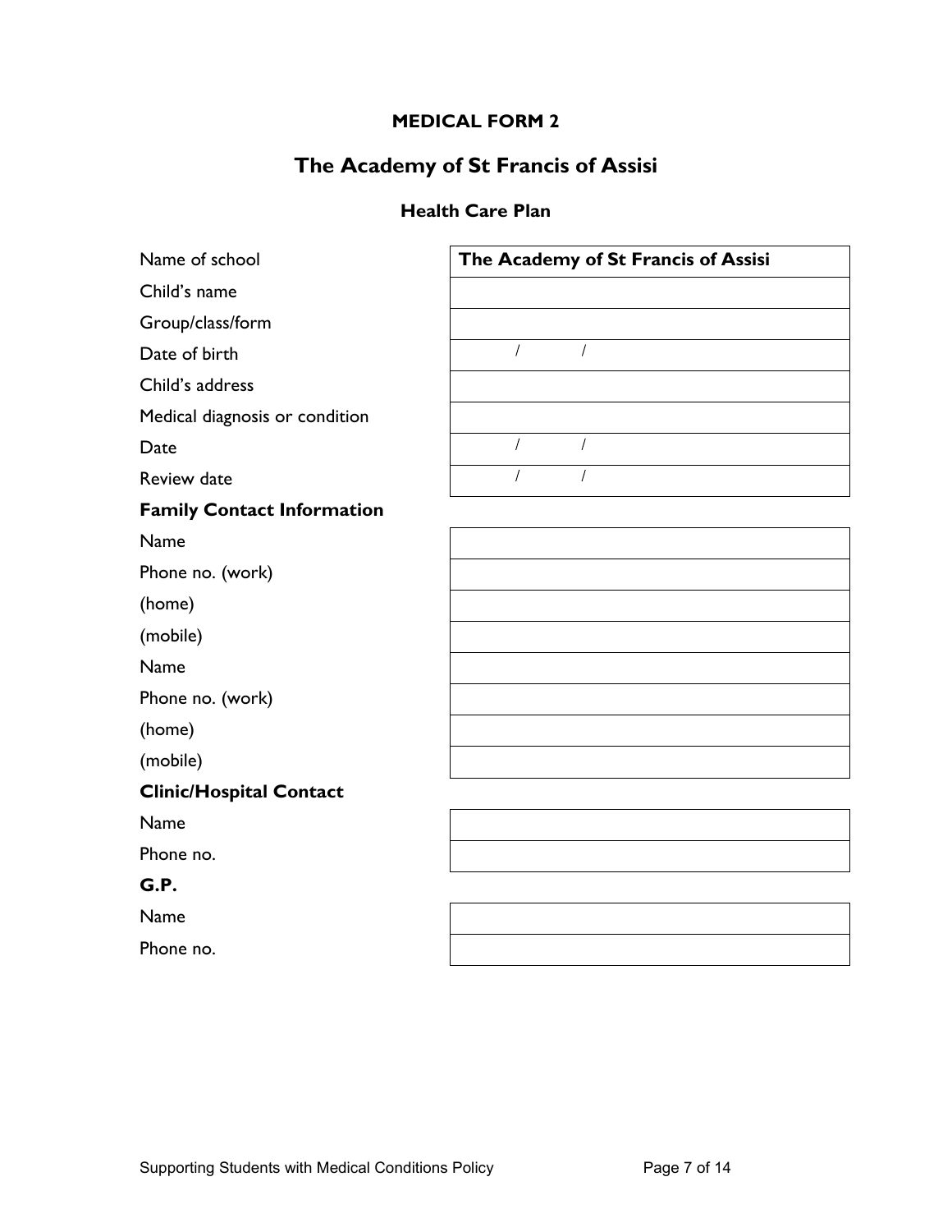**MEDICAL FORM 2**

# The Academy of St Francis of Assisi

## Health Care Plan

| | |
|---|---|
| Name of school | **The Academy of St Francis of Assisi** |
| Child's name | |
| Group/class/form | |
| Date of birth | / / |
| Child's address | |
| Medical diagnosis or condition | |
| Date | / / |
| Review date | / / |

**Family Contact Information**

| | |
|---|---|
| Name | |
| Phone no. (work) | |
| (home) | |
| (mobile) | |
| Name | |
| Phone no. (work) | |
| (home) | |
| (mobile) | |

**Clinic/Hospital Contact**

| | |
|---|---|
| Name | |
| Phone no. | |

**G.P.**

| | |
|---|---|
| Name | |
| Phone no. | |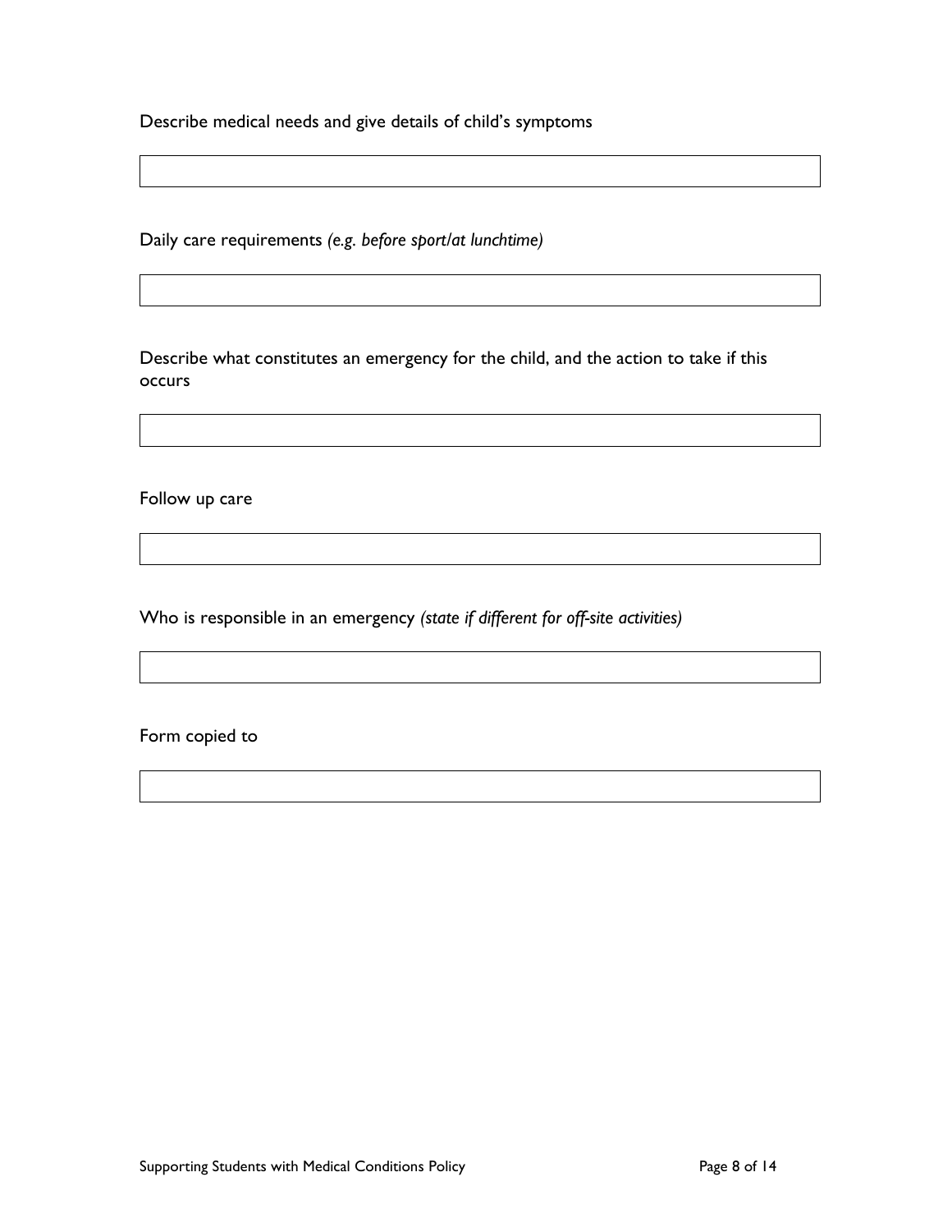Describe medical needs and give details of child's symptoms

| |
|---|
| |

Daily care requirements *(e.g. before sport/at lunchtime)*

| |
|---|
| |

Describe what constitutes an emergency for the child, and the action to take if this occurs

| |
|---|
| |

Follow up care

| |
|---|
| |

Who is responsible in an emergency *(state if different for off-site activities)*

| |
|---|
| |

Form copied to

| |
|---|
| |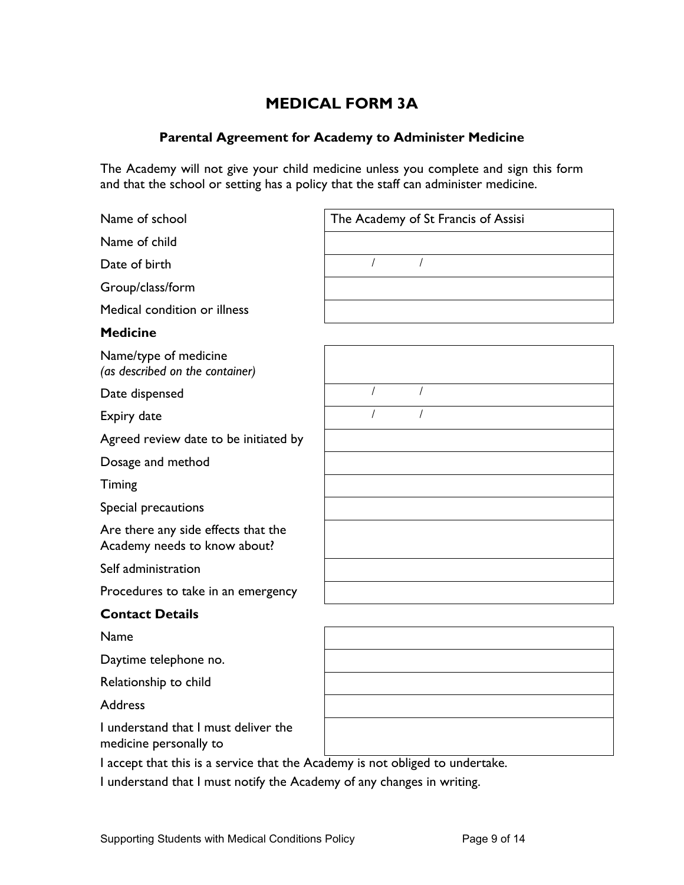# MEDICAL FORM 3A

## Parental Agreement for Academy to Administer Medicine

The Academy will not give your child medicine unless you complete and sign this form and that the school or setting has a policy that the staff can administer medicine.

| | |
|---|---|
| Name of school | The Academy of St Francis of Assisi |
| Name of child | |
| Date of birth | / / |
| Group/class/form | |
| Medical condition or illness | |

**Medicine**

| | |
|---|---|
| Name/type of medicine *(as described on the container)* | |
| Date dispensed | / / |
| Expiry date | / / |
| Agreed review date to be initiated by | |
| Dosage and method | |
| Timing | |
| Special precautions | |
| Are there any side effects that the Academy needs to know about? | |
| Self administration | |
| Procedures to take in an emergency | |

**Contact Details**

| | |
|---|---|
| Name | |
| Daytime telephone no. | |
| Relationship to child | |
| Address | |
| I understand that I must deliver the medicine personally to | |

I accept that this is a service that the Academy is not obliged to undertake.

I understand that I must notify the Academy of any changes in writing.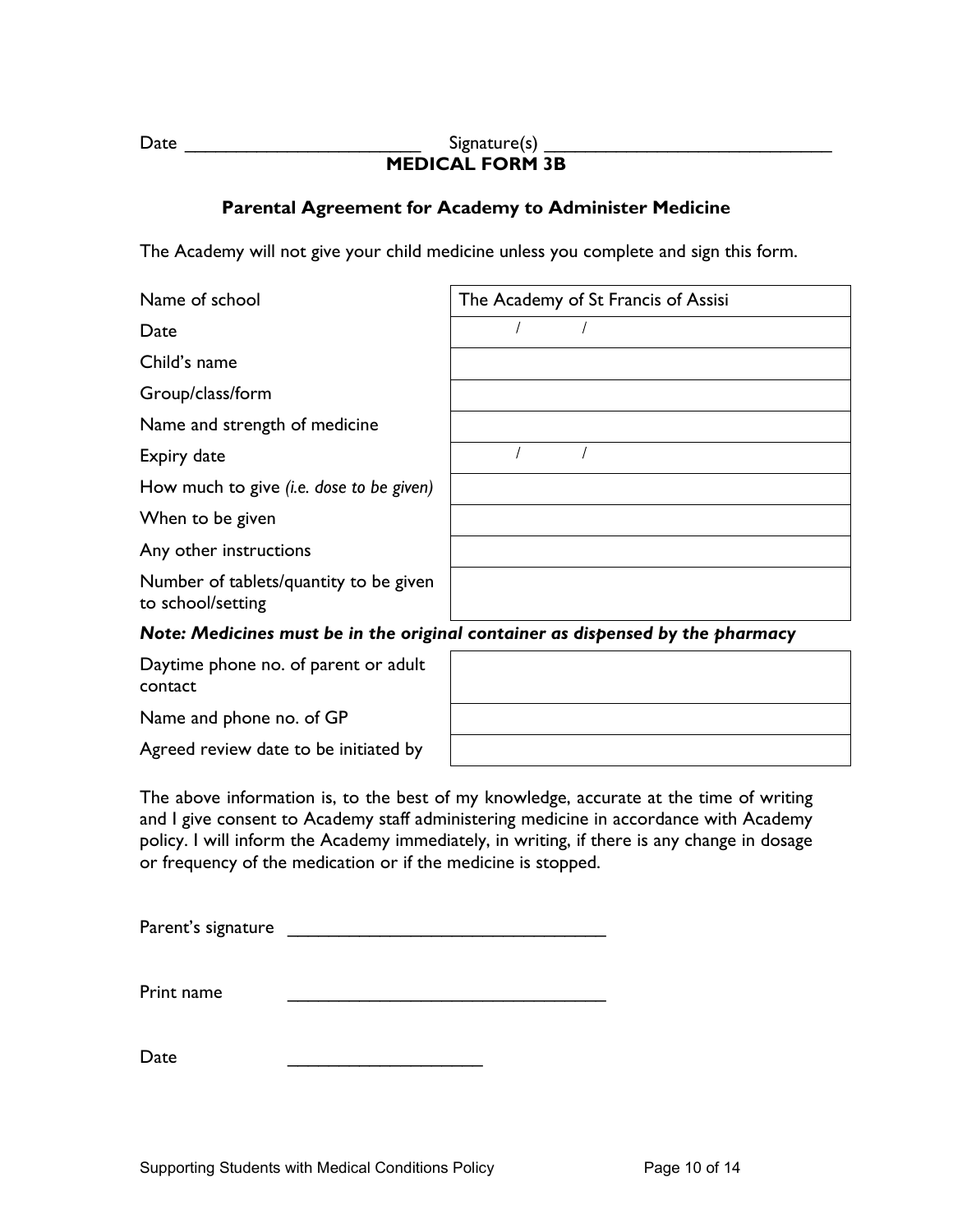Date ________________________ Signature(s) _____________________________

## MEDICAL FORM 3B

### Parental Agreement for Academy to Administer Medicine

The Academy will not give your child medicine unless you complete and sign this form.

| | |
|---|---|
| Name of school | The Academy of St Francis of Assisi |
| Date | / / |
| Child's name | |
| Group/class/form | |
| Name and strength of medicine | |
| Expiry date | / / |
| How much to give *(i.e. dose to be given)* | |
| When to be given | |
| Any other instructions | |
| Number of tablets/quantity to be given to school/setting | |

***Note: Medicines must be in the original container as dispensed by the pharmacy***

| | |
|---|---|
| Daytime phone no. of parent or adult contact | |
| Name and phone no. of GP | |
| Agreed review date to be initiated by | |

The above information is, to the best of my knowledge, accurate at the time of writing and I give consent to Academy staff administering medicine in accordance with Academy policy. I will inform the Academy immediately, in writing, if there is any change in dosage or frequency of the medication or if the medicine is stopped.

Parent's signature ________________________________

Print name ________________________________

Date ____________________

Supporting Students with Medical Conditions Policy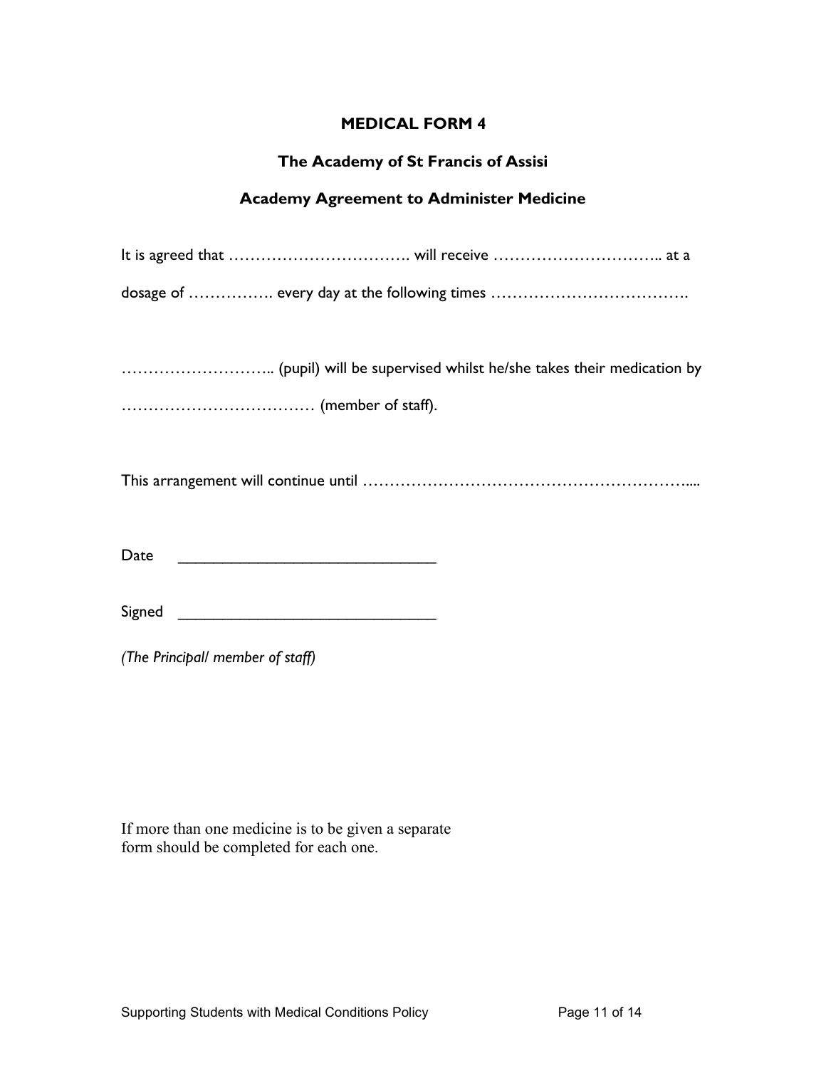**MEDICAL FORM 4**

**The Academy of St Francis of Assisi**

**Academy Agreement to Administer Medicine**

It is agreed that ……………………………. will receive ………………………….. at a dosage of ……………. every day at the following times ……………………………….

……………………….. (pupil) will be supervised whilst he/she takes their medication by ……………………………… (member of staff).

This arrangement will continue until …………………………………………………….....

Date ______________________________

Signed ______________________________

*(The Principal/ member of staff)*

If more than one medicine is to be given a separate form should be completed for each one.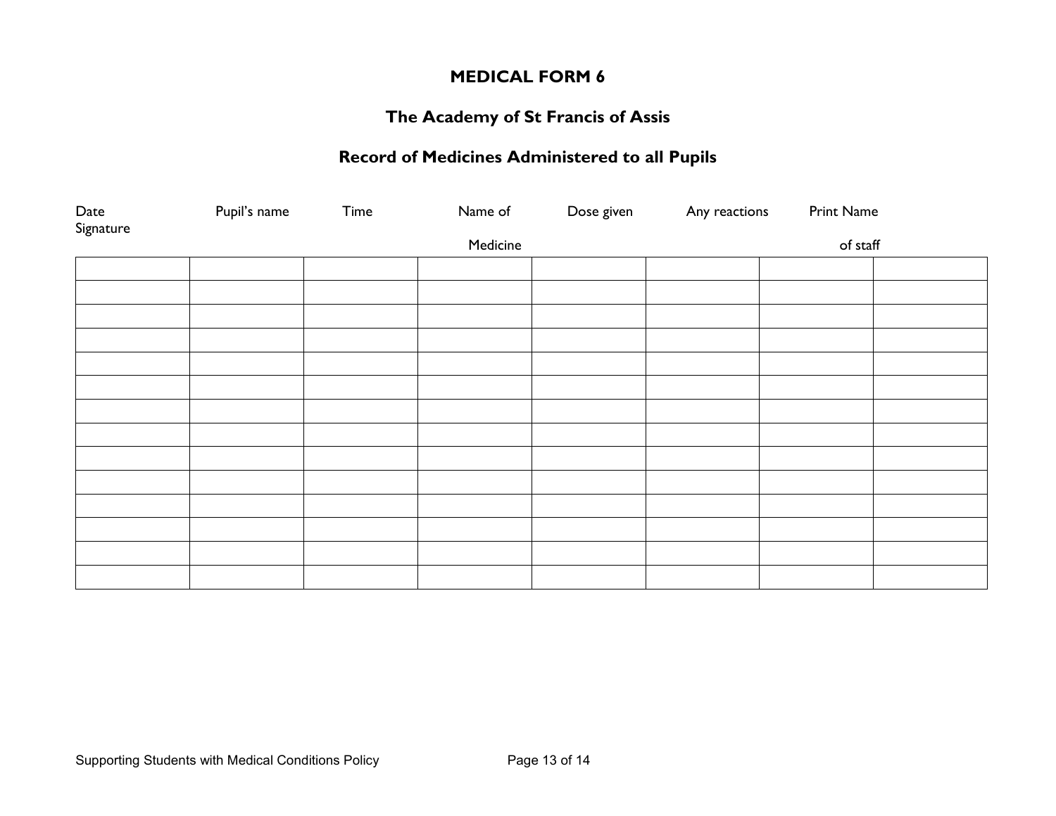## MEDICAL FORM 6

## The Academy of St Francis of Assis

## Record of Medicines Administered to all Pupils

| Date | Pupil's name | Time | Name of Medicine | Dose given | Any reactions | Print Name of staff | Signature |
|---|---|---|---|---|---|---|---|
| | | | | | | | |
| | | | | | | | |
| | | | | | | | |
| | | | | | | | |
| | | | | | | | |
| | | | | | | | |
| | | | | | | | |
| | | | | | | | |
| | | | | | | | |
| | | | | | | | |
| | | | | | | | |
| | | | | | | | |
| | | | | | | | |
| | | | | | | | |